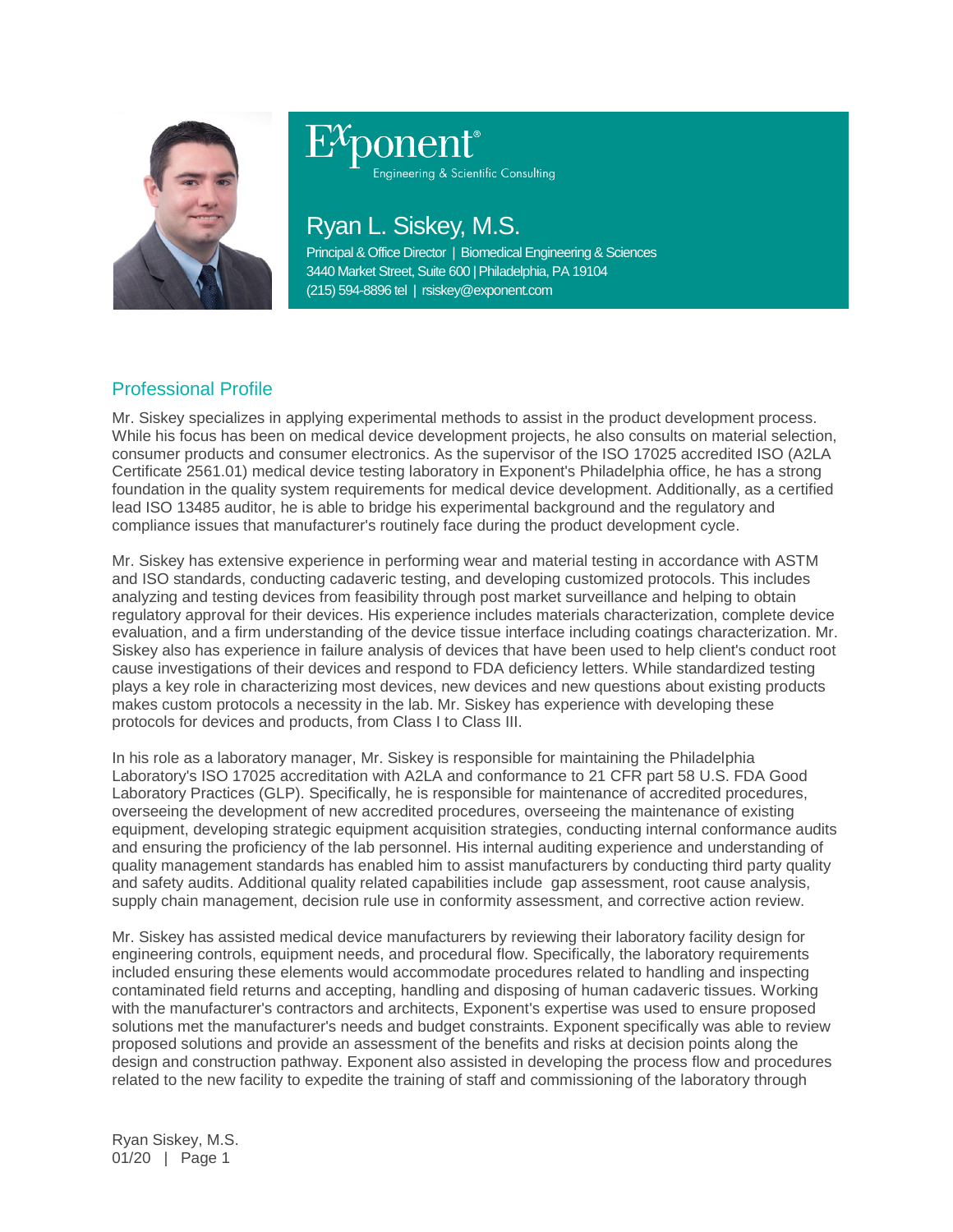Exponent®
Engineering & Scientific Consulting

# Ryan L. Siskey, M.S.

Principal & Office Director | Biomedical Engineering & Sciences
3440 Market Street, Suite 600 | Philadelphia, PA 19104
(215) 594-8896 tel | rsiskey@exponent.com

## Professional Profile

Mr. Siskey specializes in applying experimental methods to assist in the product development process. While his focus has been on medical device development projects, he also consults on material selection, consumer products and consumer electronics. As the supervisor of the ISO 17025 accredited ISO (A2LA Certificate 2561.01) medical device testing laboratory in Exponent's Philadelphia office, he has a strong foundation in the quality system requirements for medical device development. Additionally, as a certified lead ISO 13485 auditor, he is able to bridge his experimental background and the regulatory and compliance issues that manufacturer's routinely face during the product development cycle.

Mr. Siskey has extensive experience in performing wear and material testing in accordance with ASTM and ISO standards, conducting cadaveric testing, and developing customized protocols. This includes analyzing and testing devices from feasibility through post market surveillance and helping to obtain regulatory approval for their devices. His experience includes materials characterization, complete device evaluation, and a firm understanding of the device tissue interface including coatings characterization. Mr. Siskey also has experience in failure analysis of devices that have been used to help client's conduct root cause investigations of their devices and respond to FDA deficiency letters. While standardized testing plays a key role in characterizing most devices, new devices and new questions about existing products makes custom protocols a necessity in the lab. Mr. Siskey has experience with developing these protocols for devices and products, from Class I to Class III.

In his role as a laboratory manager, Mr. Siskey is responsible for maintaining the Philadelphia Laboratory's ISO 17025 accreditation with A2LA and conformance to 21 CFR part 58 U.S. FDA Good Laboratory Practices (GLP). Specifically, he is responsible for maintenance of accredited procedures, overseeing the development of new accredited procedures, overseeing the maintenance of existing equipment, developing strategic equipment acquisition strategies, conducting internal conformance audits and ensuring the proficiency of the lab personnel. His internal auditing experience and understanding of quality management standards has enabled him to assist manufacturers by conducting third party quality and safety audits. Additional quality related capabilities include gap assessment, root cause analysis, supply chain management, decision rule use in conformity assessment, and corrective action review.

Mr. Siskey has assisted medical device manufacturers by reviewing their laboratory facility design for engineering controls, equipment needs, and procedural flow. Specifically, the laboratory requirements included ensuring these elements would accommodate procedures related to handling and inspecting contaminated field returns and accepting, handling and disposing of human cadaveric tissues. Working with the manufacturer's contractors and architects, Exponent's expertise was used to ensure proposed solutions met the manufacturer's needs and budget constraints. Exponent specifically was able to review proposed solutions and provide an assessment of the benefits and risks at decision points along the design and construction pathway. Exponent also assisted in developing the process flow and procedures related to the new facility to expedite the training of staff and commissioning of the laboratory through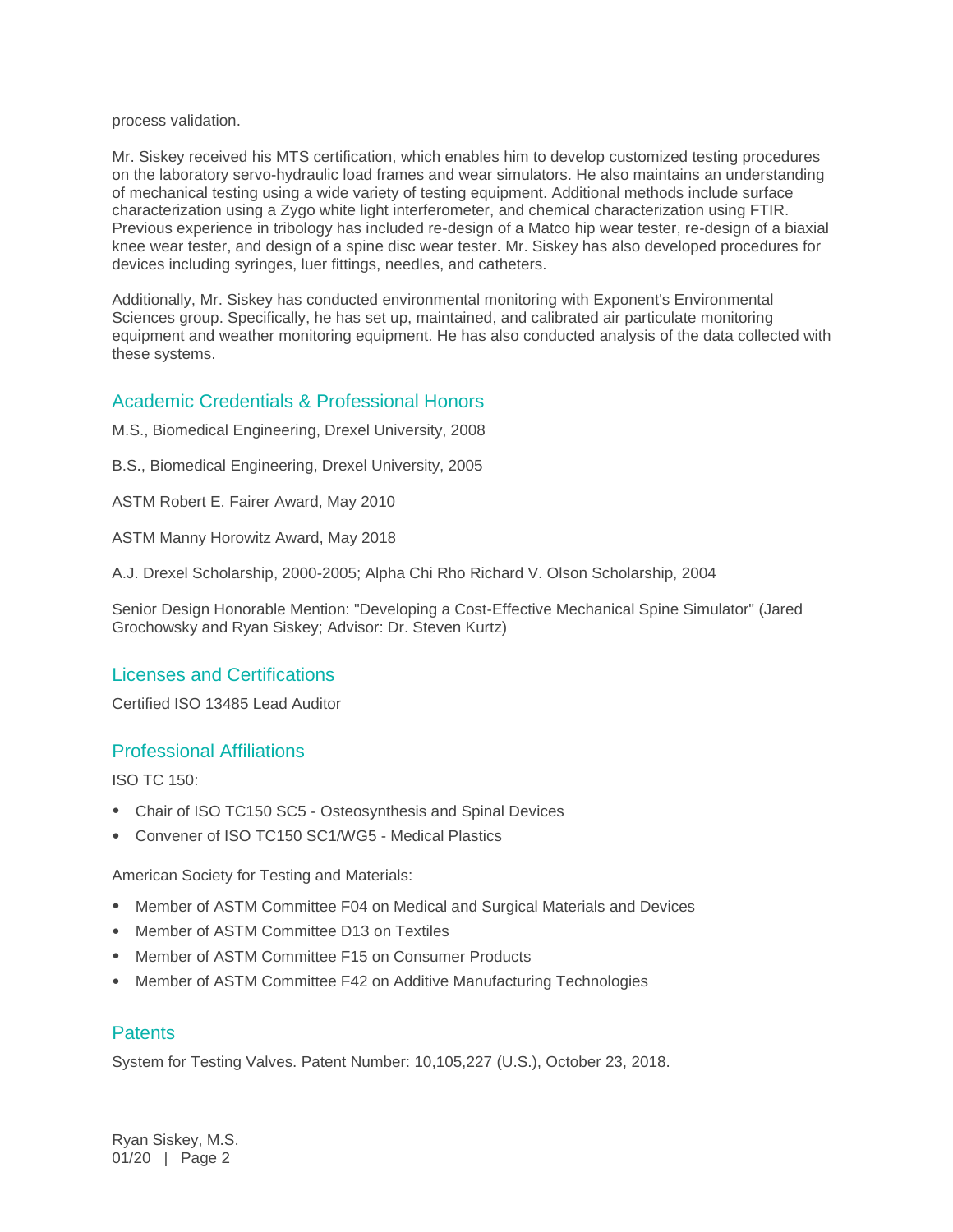process validation.

Mr. Siskey received his MTS certification, which enables him to develop customized testing procedures on the laboratory servo-hydraulic load frames and wear simulators. He also maintains an understanding of mechanical testing using a wide variety of testing equipment. Additional methods include surface characterization using a Zygo white light interferometer, and chemical characterization using FTIR. Previous experience in tribology has included re-design of a Matco hip wear tester, re-design of a biaxial knee wear tester, and design of a spine disc wear tester. Mr. Siskey has also developed procedures for devices including syringes, luer fittings, needles, and catheters.

Additionally, Mr. Siskey has conducted environmental monitoring with Exponent's Environmental Sciences group. Specifically, he has set up, maintained, and calibrated air particulate monitoring equipment and weather monitoring equipment. He has also conducted analysis of the data collected with these systems.

## Academic Credentials & Professional Honors

M.S., Biomedical Engineering, Drexel University, 2008

B.S., Biomedical Engineering, Drexel University, 2005

ASTM Robert E. Fairer Award, May 2010

ASTM Manny Horowitz Award, May 2018

A.J. Drexel Scholarship, 2000-2005; Alpha Chi Rho Richard V. Olson Scholarship, 2004

Senior Design Honorable Mention: "Developing a Cost-Effective Mechanical Spine Simulator" (Jared Grochowsky and Ryan Siskey; Advisor: Dr. Steven Kurtz)

## Licenses and Certifications

Certified ISO 13485 Lead Auditor

## Professional Affiliations

ISO TC 150:

- Chair of ISO TC150 SC5 - Osteosynthesis and Spinal Devices
- Convener of ISO TC150 SC1/WG5 - Medical Plastics

American Society for Testing and Materials:

- Member of ASTM Committee F04 on Medical and Surgical Materials and Devices
- Member of ASTM Committee D13 on Textiles
- Member of ASTM Committee F15 on Consumer Products
- Member of ASTM Committee F42 on Additive Manufacturing Technologies

## Patents

System for Testing Valves. Patent Number: 10,105,227 (U.S.), October 23, 2018.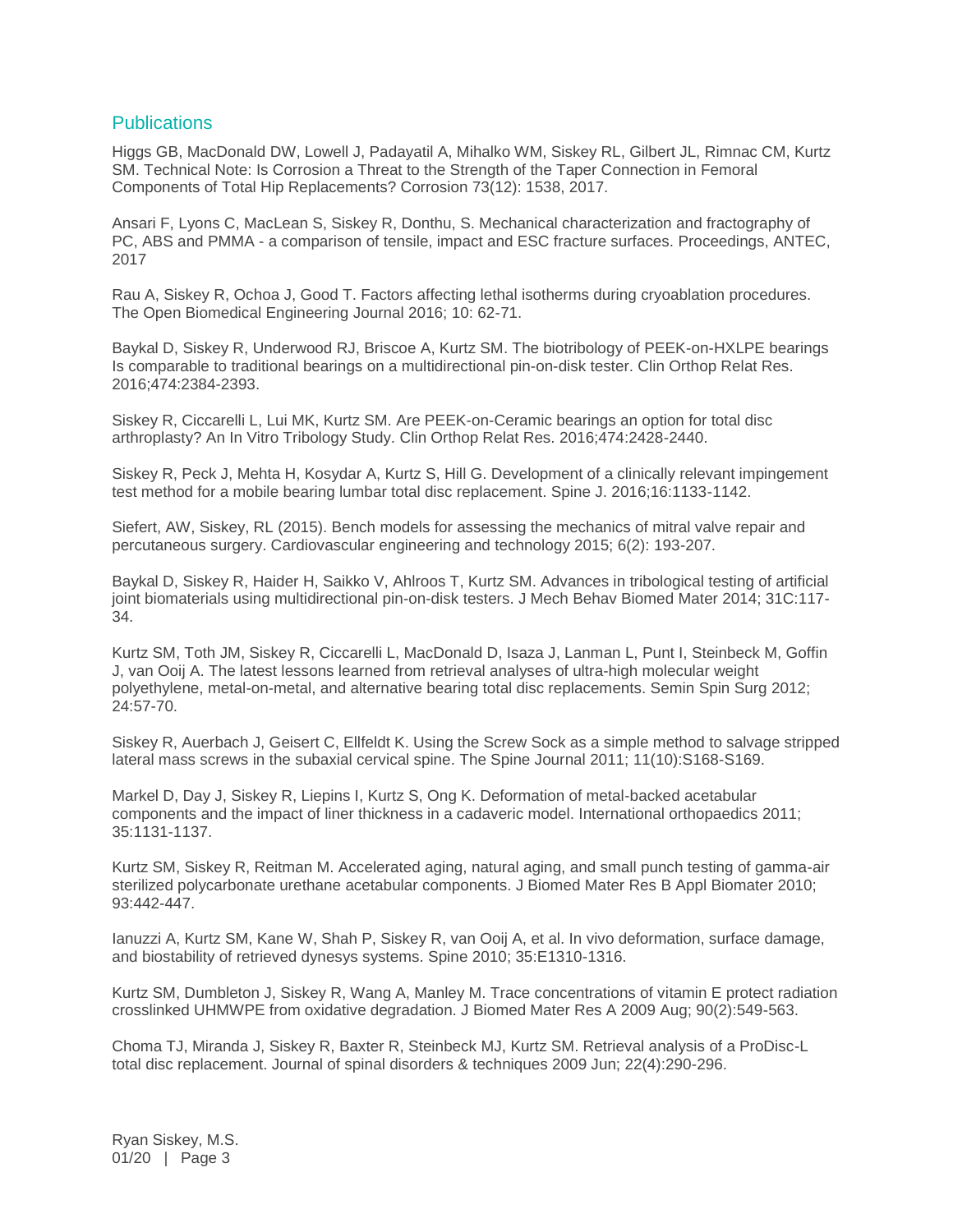## Publications

Higgs GB, MacDonald DW, Lowell J, Padayatil A, Mihalko WM, Siskey RL, Gilbert JL, Rimnac CM, Kurtz SM. Technical Note: Is Corrosion a Threat to the Strength of the Taper Connection in Femoral Components of Total Hip Replacements? Corrosion 73(12): 1538, 2017.

Ansari F, Lyons C, MacLean S, Siskey R, Donthu, S. Mechanical characterization and fractography of PC, ABS and PMMA - a comparison of tensile, impact and ESC fracture surfaces. Proceedings, ANTEC, 2017

Rau A, Siskey R, Ochoa J, Good T. Factors affecting lethal isotherms during cryoablation procedures. The Open Biomedical Engineering Journal 2016; 10: 62-71.

Baykal D, Siskey R, Underwood RJ, Briscoe A, Kurtz SM. The biotribology of PEEK-on-HXLPE bearings Is comparable to traditional bearings on a multidirectional pin-on-disk tester. Clin Orthop Relat Res. 2016;474:2384-2393.

Siskey R, Ciccarelli L, Lui MK, Kurtz SM. Are PEEK-on-Ceramic bearings an option for total disc arthroplasty? An In Vitro Tribology Study. Clin Orthop Relat Res. 2016;474:2428-2440.

Siskey R, Peck J, Mehta H, Kosydar A, Kurtz S, Hill G. Development of a clinically relevant impingement test method for a mobile bearing lumbar total disc replacement. Spine J. 2016;16:1133-1142.

Siefert, AW, Siskey, RL (2015). Bench models for assessing the mechanics of mitral valve repair and percutaneous surgery. Cardiovascular engineering and technology 2015; 6(2): 193-207.

Baykal D, Siskey R, Haider H, Saikko V, Ahlroos T, Kurtz SM. Advances in tribological testing of artificial joint biomaterials using multidirectional pin-on-disk testers. J Mech Behav Biomed Mater 2014; 31C:117-34.

Kurtz SM, Toth JM, Siskey R, Ciccarelli L, MacDonald D, Isaza J, Lanman L, Punt I, Steinbeck M, Goffin J, van Ooij A. The latest lessons learned from retrieval analyses of ultra-high molecular weight polyethylene, metal-on-metal, and alternative bearing total disc replacements. Semin Spin Surg 2012; 24:57-70.

Siskey R, Auerbach J, Geisert C, Ellfeldt K. Using the Screw Sock as a simple method to salvage stripped lateral mass screws in the subaxial cervical spine. The Spine Journal 2011; 11(10):S168-S169.

Markel D, Day J, Siskey R, Liepins I, Kurtz S, Ong K. Deformation of metal-backed acetabular components and the impact of liner thickness in a cadaveric model. International orthopaedics 2011; 35:1131-1137.

Kurtz SM, Siskey R, Reitman M. Accelerated aging, natural aging, and small punch testing of gamma-air sterilized polycarbonate urethane acetabular components. J Biomed Mater Res B Appl Biomater 2010; 93:442-447.

Ianuzzi A, Kurtz SM, Kane W, Shah P, Siskey R, van Ooij A, et al. In vivo deformation, surface damage, and biostability of retrieved dynesys systems. Spine 2010; 35:E1310-1316.

Kurtz SM, Dumbleton J, Siskey R, Wang A, Manley M. Trace concentrations of vitamin E protect radiation crosslinked UHMWPE from oxidative degradation. J Biomed Mater Res A 2009 Aug; 90(2):549-563.

Choma TJ, Miranda J, Siskey R, Baxter R, Steinbeck MJ, Kurtz SM. Retrieval analysis of a ProDisc-L total disc replacement. Journal of spinal disorders & techniques 2009 Jun; 22(4):290-296.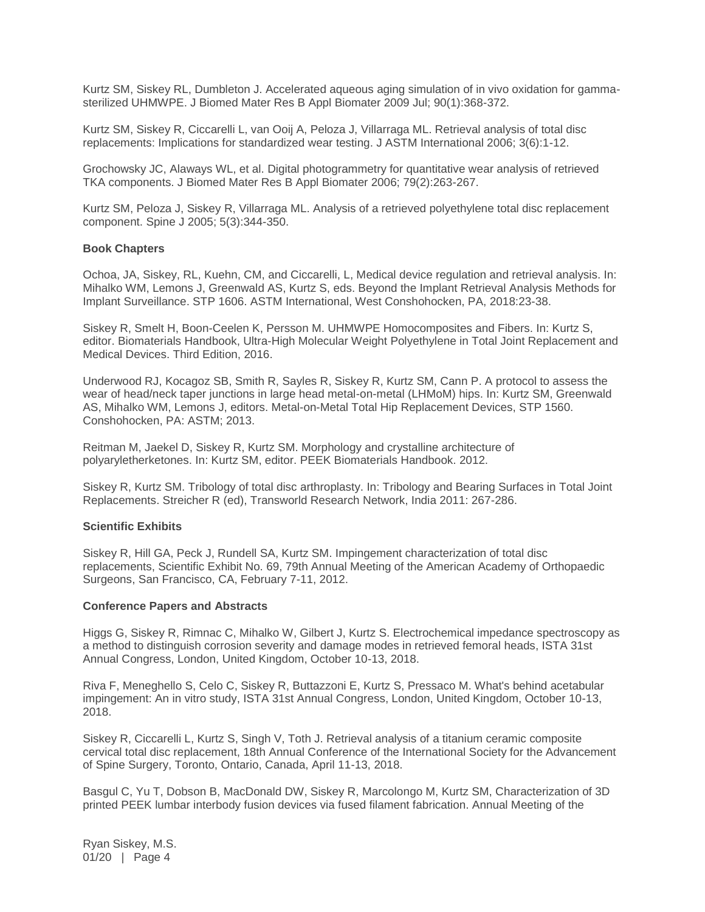Kurtz SM, Siskey RL, Dumbleton J. Accelerated aqueous aging simulation of in vivo oxidation for gamma-sterilized UHMWPE. J Biomed Mater Res B Appl Biomater 2009 Jul; 90(1):368-372.

Kurtz SM, Siskey R, Ciccarelli L, van Ooij A, Peloza J, Villarraga ML. Retrieval analysis of total disc replacements: Implications for standardized wear testing. J ASTM International 2006; 3(6):1-12.

Grochowsky JC, Alaways WL, et al. Digital photogrammetry for quantitative wear analysis of retrieved TKA components. J Biomed Mater Res B Appl Biomater 2006; 79(2):263-267.

Kurtz SM, Peloza J, Siskey R, Villarraga ML. Analysis of a retrieved polyethylene total disc replacement component. Spine J 2005; 5(3):344-350.

**Book Chapters**

Ochoa, JA, Siskey, RL, Kuehn, CM, and Ciccarelli, L, Medical device regulation and retrieval analysis. In: Mihalko WM, Lemons J, Greenwald AS, Kurtz S, eds. Beyond the Implant Retrieval Analysis Methods for Implant Surveillance. STP 1606. ASTM International, West Conshohocken, PA, 2018:23-38.

Siskey R, Smelt H, Boon-Ceelen K, Persson M. UHMWPE Homocomposites and Fibers. In: Kurtz S, editor. Biomaterials Handbook, Ultra-High Molecular Weight Polyethylene in Total Joint Replacement and Medical Devices. Third Edition, 2016.

Underwood RJ, Kocagoz SB, Smith R, Sayles R, Siskey R, Kurtz SM, Cann P. A protocol to assess the wear of head/neck taper junctions in large head metal-on-metal (LHMoM) hips. In: Kurtz SM, Greenwald AS, Mihalko WM, Lemons J, editors. Metal-on-Metal Total Hip Replacement Devices, STP 1560. Conshohocken, PA: ASTM; 2013.

Reitman M, Jaekel D, Siskey R, Kurtz SM. Morphology and crystalline architecture of polyaryletherketones. In: Kurtz SM, editor. PEEK Biomaterials Handbook. 2012.

Siskey R, Kurtz SM. Tribology of total disc arthroplasty. In: Tribology and Bearing Surfaces in Total Joint Replacements. Streicher R (ed), Transworld Research Network, India 2011: 267-286.

**Scientific Exhibits**

Siskey R, Hill GA, Peck J, Rundell SA, Kurtz SM. Impingement characterization of total disc replacements, Scientific Exhibit No. 69, 79th Annual Meeting of the American Academy of Orthopaedic Surgeons, San Francisco, CA, February 7-11, 2012.

**Conference Papers and Abstracts**

Higgs G, Siskey R, Rimnac C, Mihalko W, Gilbert J, Kurtz S. Electrochemical impedance spectroscopy as a method to distinguish corrosion severity and damage modes in retrieved femoral heads, ISTA 31st Annual Congress, London, United Kingdom, October 10-13, 2018.

Riva F, Meneghello S, Celo C, Siskey R, Buttazzoni E, Kurtz S, Pressaco M. What's behind acetabular impingement: An in vitro study, ISTA 31st Annual Congress, London, United Kingdom, October 10-13, 2018.

Siskey R, Ciccarelli L, Kurtz S, Singh V, Toth J. Retrieval analysis of a titanium ceramic composite cervical total disc replacement, 18th Annual Conference of the International Society for the Advancement of Spine Surgery, Toronto, Ontario, Canada, April 11-13, 2018.

Basgul C, Yu T, Dobson B, MacDonald DW, Siskey R, Marcolongo M, Kurtz SM, Characterization of 3D printed PEEK lumbar interbody fusion devices via fused filament fabrication. Annual Meeting of the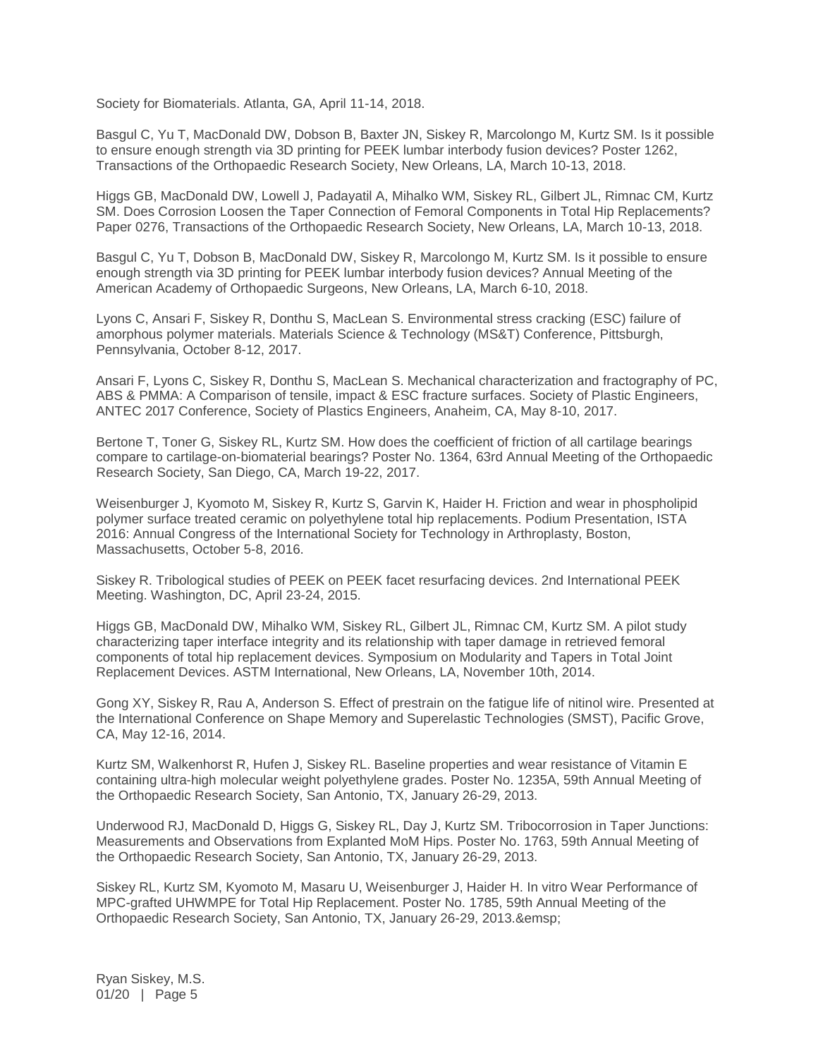Society for Biomaterials. Atlanta, GA, April 11-14, 2018.

Basgul C, Yu T, MacDonald DW, Dobson B, Baxter JN, Siskey R, Marcolongo M, Kurtz SM. Is it possible to ensure enough strength via 3D printing for PEEK lumbar interbody fusion devices? Poster 1262, Transactions of the Orthopaedic Research Society, New Orleans, LA, March 10-13, 2018.

Higgs GB, MacDonald DW, Lowell J, Padayatil A, Mihalko WM, Siskey RL, Gilbert JL, Rimnac CM, Kurtz SM. Does Corrosion Loosen the Taper Connection of Femoral Components in Total Hip Replacements? Paper 0276, Transactions of the Orthopaedic Research Society, New Orleans, LA, March 10-13, 2018.

Basgul C, Yu T, Dobson B, MacDonald DW, Siskey R, Marcolongo M, Kurtz SM. Is it possible to ensure enough strength via 3D printing for PEEK lumbar interbody fusion devices? Annual Meeting of the American Academy of Orthopaedic Surgeons, New Orleans, LA, March 6-10, 2018.

Lyons C, Ansari F, Siskey R, Donthu S, MacLean S. Environmental stress cracking (ESC) failure of amorphous polymer materials. Materials Science & Technology (MS&T) Conference, Pittsburgh, Pennsylvania, October 8-12, 2017.

Ansari F, Lyons C, Siskey R, Donthu S, MacLean S. Mechanical characterization and fractography of PC, ABS & PMMA: A Comparison of tensile, impact & ESC fracture surfaces. Society of Plastic Engineers, ANTEC 2017 Conference, Society of Plastics Engineers, Anaheim, CA, May 8-10, 2017.

Bertone T, Toner G, Siskey RL, Kurtz SM. How does the coefficient of friction of all cartilage bearings compare to cartilage-on-biomaterial bearings? Poster No. 1364, 63rd Annual Meeting of the Orthopaedic Research Society, San Diego, CA, March 19-22, 2017.

Weisenburger J, Kyomoto M, Siskey R, Kurtz S, Garvin K, Haider H. Friction and wear in phospholipid polymer surface treated ceramic on polyethylene total hip replacements. Podium Presentation, ISTA 2016: Annual Congress of the International Society for Technology in Arthroplasty, Boston, Massachusetts, October 5-8, 2016.

Siskey R. Tribological studies of PEEK on PEEK facet resurfacing devices. 2nd International PEEK Meeting. Washington, DC, April 23-24, 2015.

Higgs GB, MacDonald DW, Mihalko WM, Siskey RL, Gilbert JL, Rimnac CM, Kurtz SM. A pilot study characterizing taper interface integrity and its relationship with taper damage in retrieved femoral components of total hip replacement devices. Symposium on Modularity and Tapers in Total Joint Replacement Devices. ASTM International, New Orleans, LA, November 10th, 2014.

Gong XY, Siskey R, Rau A, Anderson S. Effect of prestrain on the fatigue life of nitinol wire. Presented at the International Conference on Shape Memory and Superelastic Technologies (SMST), Pacific Grove, CA, May 12-16, 2014.

Kurtz SM, Walkenhorst R, Hufen J, Siskey RL. Baseline properties and wear resistance of Vitamin E containing ultra-high molecular weight polyethylene grades. Poster No. 1235A, 59th Annual Meeting of the Orthopaedic Research Society, San Antonio, TX, January 26-29, 2013.

Underwood RJ, MacDonald D, Higgs G, Siskey RL, Day J, Kurtz SM. Tribocorrosion in Taper Junctions: Measurements and Observations from Explanted MoM Hips. Poster No. 1763, 59th Annual Meeting of the Orthopaedic Research Society, San Antonio, TX, January 26-29, 2013.

Siskey RL, Kurtz SM, Kyomoto M, Masaru U, Weisenburger J, Haider H. In vitro Wear Performance of MPC-grafted UHWMPE for Total Hip Replacement. Poster No. 1785, 59th Annual Meeting of the Orthopaedic Research Society, San Antonio, TX, January 26-29, 2013.&emsp;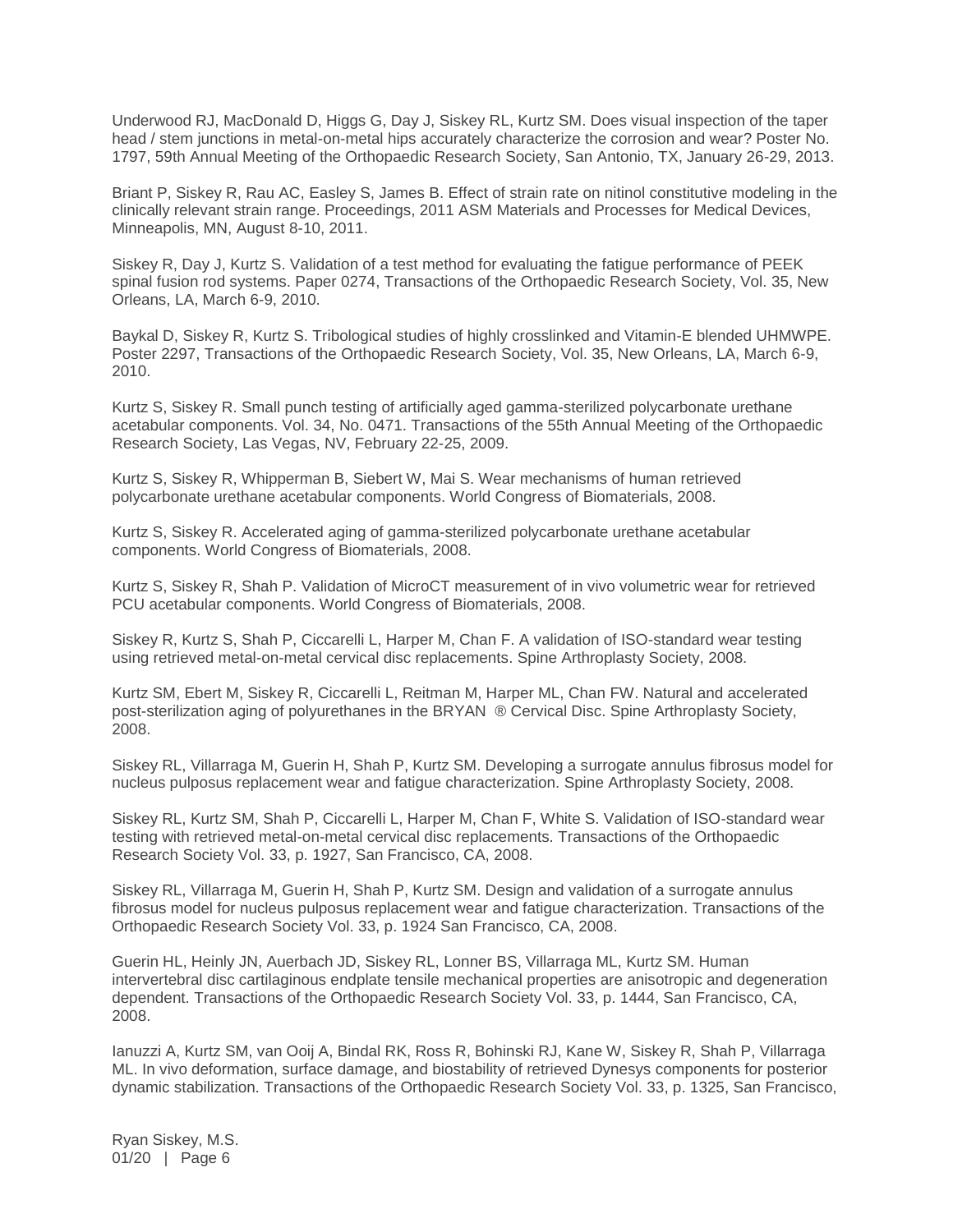Underwood RJ, MacDonald D, Higgs G, Day J, Siskey RL, Kurtz SM. Does visual inspection of the taper head / stem junctions in metal-on-metal hips accurately characterize the corrosion and wear? Poster No. 1797, 59th Annual Meeting of the Orthopaedic Research Society, San Antonio, TX, January 26-29, 2013.

Briant P, Siskey R, Rau AC, Easley S, James B. Effect of strain rate on nitinol constitutive modeling in the clinically relevant strain range. Proceedings, 2011 ASM Materials and Processes for Medical Devices, Minneapolis, MN, August 8-10, 2011.

Siskey R, Day J, Kurtz S. Validation of a test method for evaluating the fatigue performance of PEEK spinal fusion rod systems. Paper 0274, Transactions of the Orthopaedic Research Society, Vol. 35, New Orleans, LA, March 6-9, 2010.

Baykal D, Siskey R, Kurtz S. Tribological studies of highly crosslinked and Vitamin-E blended UHMWPE. Poster 2297, Transactions of the Orthopaedic Research Society, Vol. 35, New Orleans, LA, March 6-9, 2010.

Kurtz S, Siskey R. Small punch testing of artificially aged gamma-sterilized polycarbonate urethane acetabular components. Vol. 34, No. 0471. Transactions of the 55th Annual Meeting of the Orthopaedic Research Society, Las Vegas, NV, February 22-25, 2009.

Kurtz S, Siskey R, Whipperman B, Siebert W, Mai S. Wear mechanisms of human retrieved polycarbonate urethane acetabular components. World Congress of Biomaterials, 2008.

Kurtz S, Siskey R. Accelerated aging of gamma-sterilized polycarbonate urethane acetabular components. World Congress of Biomaterials, 2008.

Kurtz S, Siskey R, Shah P. Validation of MicroCT measurement of in vivo volumetric wear for retrieved PCU acetabular components. World Congress of Biomaterials, 2008.

Siskey R, Kurtz S, Shah P, Ciccarelli L, Harper M, Chan F. A validation of ISO-standard wear testing using retrieved metal-on-metal cervical disc replacements. Spine Arthroplasty Society, 2008.

Kurtz SM, Ebert M, Siskey R, Ciccarelli L, Reitman M, Harper ML, Chan FW. Natural and accelerated post-sterilization aging of polyurethanes in the BRYAN ® Cervical Disc. Spine Arthroplasty Society, 2008.

Siskey RL, Villarraga M, Guerin H, Shah P, Kurtz SM. Developing a surrogate annulus fibrosus model for nucleus pulposus replacement wear and fatigue characterization. Spine Arthroplasty Society, 2008.

Siskey RL, Kurtz SM, Shah P, Ciccarelli L, Harper M, Chan F, White S. Validation of ISO-standard wear testing with retrieved metal-on-metal cervical disc replacements. Transactions of the Orthopaedic Research Society Vol. 33, p. 1927, San Francisco, CA, 2008.

Siskey RL, Villarraga M, Guerin H, Shah P, Kurtz SM. Design and validation of a surrogate annulus fibrosus model for nucleus pulposus replacement wear and fatigue characterization. Transactions of the Orthopaedic Research Society Vol. 33, p. 1924 San Francisco, CA, 2008.

Guerin HL, Heinly JN, Auerbach JD, Siskey RL, Lonner BS, Villarraga ML, Kurtz SM. Human intervertebral disc cartilaginous endplate tensile mechanical properties are anisotropic and degeneration dependent. Transactions of the Orthopaedic Research Society Vol. 33, p. 1444, San Francisco, CA, 2008.

Ianuzzi A, Kurtz SM, van Ooij A, Bindal RK, Ross R, Bohinski RJ, Kane W, Siskey R, Shah P, Villarraga ML. In vivo deformation, surface damage, and biostability of retrieved Dynesys components for posterior dynamic stabilization. Transactions of the Orthopaedic Research Society Vol. 33, p. 1325, San Francisco,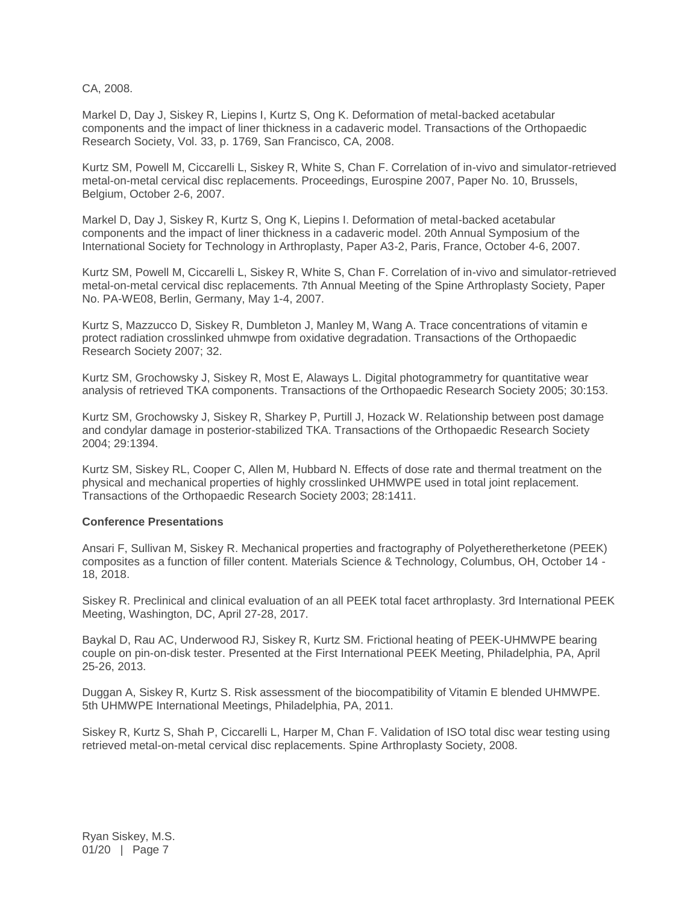CA, 2008.

Markel D, Day J, Siskey R, Liepins I, Kurtz S, Ong K. Deformation of metal-backed acetabular components and the impact of liner thickness in a cadaveric model. Transactions of the Orthopaedic Research Society, Vol. 33, p. 1769, San Francisco, CA, 2008.

Kurtz SM, Powell M, Ciccarelli L, Siskey R, White S, Chan F. Correlation of in-vivo and simulator-retrieved metal-on-metal cervical disc replacements. Proceedings, Eurospine 2007, Paper No. 10, Brussels, Belgium, October 2-6, 2007.

Markel D, Day J, Siskey R, Kurtz S, Ong K, Liepins I. Deformation of metal-backed acetabular components and the impact of liner thickness in a cadaveric model. 20th Annual Symposium of the International Society for Technology in Arthroplasty, Paper A3-2, Paris, France, October 4-6, 2007.

Kurtz SM, Powell M, Ciccarelli L, Siskey R, White S, Chan F. Correlation of in-vivo and simulator-retrieved metal-on-metal cervical disc replacements. 7th Annual Meeting of the Spine Arthroplasty Society, Paper No. PA-WE08, Berlin, Germany, May 1-4, 2007.

Kurtz S, Mazzucco D, Siskey R, Dumbleton J, Manley M, Wang A. Trace concentrations of vitamin e protect radiation crosslinked uhmwpe from oxidative degradation. Transactions of the Orthopaedic Research Society 2007; 32.

Kurtz SM, Grochowsky J, Siskey R, Most E, Alaways L. Digital photogrammetry for quantitative wear analysis of retrieved TKA components. Transactions of the Orthopaedic Research Society 2005; 30:153.

Kurtz SM, Grochowsky J, Siskey R, Sharkey P, Purtill J, Hozack W. Relationship between post damage and condylar damage in posterior-stabilized TKA. Transactions of the Orthopaedic Research Society 2004; 29:1394.

Kurtz SM, Siskey RL, Cooper C, Allen M, Hubbard N. Effects of dose rate and thermal treatment on the physical and mechanical properties of highly crosslinked UHMWPE used in total joint replacement. Transactions of the Orthopaedic Research Society 2003; 28:1411.

**Conference Presentations**

Ansari F, Sullivan M, Siskey R. Mechanical properties and fractography of Polyetheretherketone (PEEK) composites as a function of filler content. Materials Science & Technology, Columbus, OH, October 14 - 18, 2018.

Siskey R. Preclinical and clinical evaluation of an all PEEK total facet arthroplasty. 3rd International PEEK Meeting, Washington, DC, April 27-28, 2017.

Baykal D, Rau AC, Underwood RJ, Siskey R, Kurtz SM. Frictional heating of PEEK-UHMWPE bearing couple on pin-on-disk tester. Presented at the First International PEEK Meeting, Philadelphia, PA, April 25-26, 2013.

Duggan A, Siskey R, Kurtz S. Risk assessment of the biocompatibility of Vitamin E blended UHMWPE. 5th UHMWPE International Meetings, Philadelphia, PA, 2011.

Siskey R, Kurtz S, Shah P, Ciccarelli L, Harper M, Chan F. Validation of ISO total disc wear testing using retrieved metal-on-metal cervical disc replacements. Spine Arthroplasty Society, 2008.